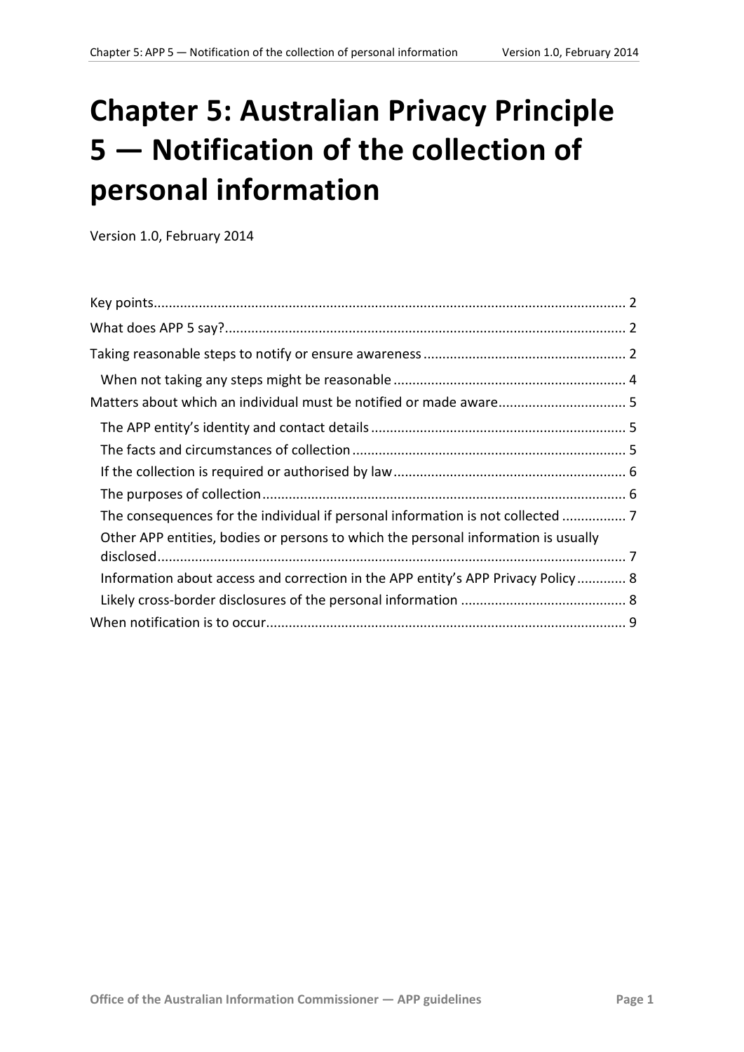# Chapter 5: Australian Privacy Principle 5 — Notification of the collection of personal information

Version 1.0, February 2014

- Key points ........................................................................................................ 2
- What does APP 5 say? ........................................................................................ 2
- Taking reasonable steps to notify or ensure awareness ................................................... 2
  - When not taking any steps might be reasonable ........................................................ 4
- Matters about which an individual must be notified or made aware ................................... 5
  - The APP entity's identity and contact details ......................................................... 5
  - The facts and circumstances of collection ............................................................. 5
  - If the collection is required or authorised by law .................................................... 6
  - The purposes of collection ................................................................................ 6
  - The consequences for the individual if personal information is not collected ................... 7
  - Other APP entities, bodies or persons to which the personal information is usually disclosed ........................................................................................................ 7
  - Information about access and correction in the APP entity's APP Privacy Policy ............. 8
  - Likely cross-border disclosures of the personal information ...................................... 8
- When notification is to occur ................................................................................ 9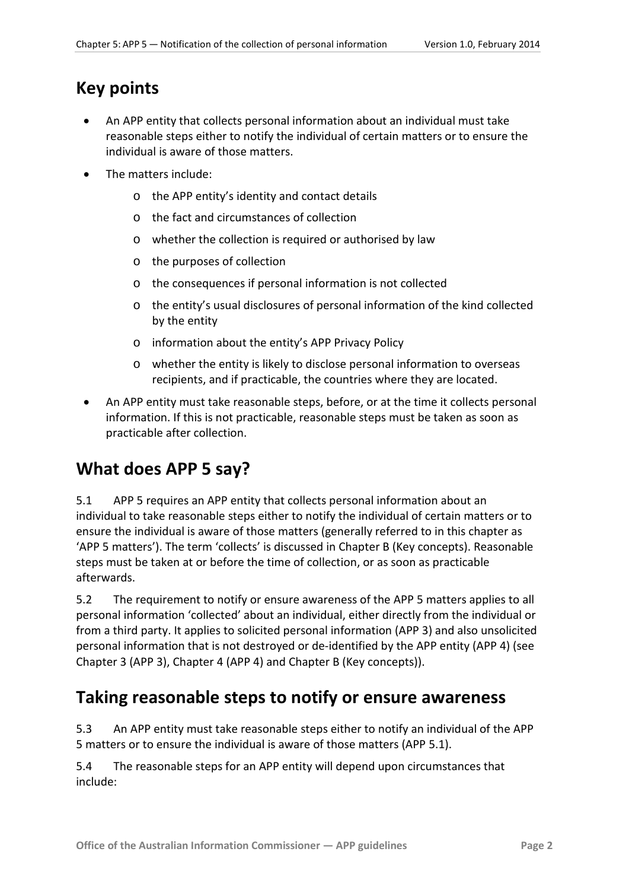## Key points

- An APP entity that collects personal information about an individual must take reasonable steps either to notify the individual of certain matters or to ensure the individual is aware of those matters.
- The matters include:
  - the APP entity's identity and contact details
  - the fact and circumstances of collection
  - whether the collection is required or authorised by law
  - the purposes of collection
  - the consequences if personal information is not collected
  - the entity's usual disclosures of personal information of the kind collected by the entity
  - information about the entity's APP Privacy Policy
  - whether the entity is likely to disclose personal information to overseas recipients, and if practicable, the countries where they are located.
- An APP entity must take reasonable steps, before, or at the time it collects personal information. If this is not practicable, reasonable steps must be taken as soon as practicable after collection.

## What does APP 5 say?

5.1 APP 5 requires an APP entity that collects personal information about an individual to take reasonable steps either to notify the individual of certain matters or to ensure the individual is aware of those matters (generally referred to in this chapter as 'APP 5 matters'). The term 'collects' is discussed in Chapter B (Key concepts). Reasonable steps must be taken at or before the time of collection, or as soon as practicable afterwards.

5.2 The requirement to notify or ensure awareness of the APP 5 matters applies to all personal information 'collected' about an individual, either directly from the individual or from a third party. It applies to solicited personal information (APP 3) and also unsolicited personal information that is not destroyed or de-identified by the APP entity (APP 4) (see Chapter 3 (APP 3), Chapter 4 (APP 4) and Chapter B (Key concepts)).

## Taking reasonable steps to notify or ensure awareness

5.3 An APP entity must take reasonable steps either to notify an individual of the APP 5 matters or to ensure the individual is aware of those matters (APP 5.1).

5.4 The reasonable steps for an APP entity will depend upon circumstances that include: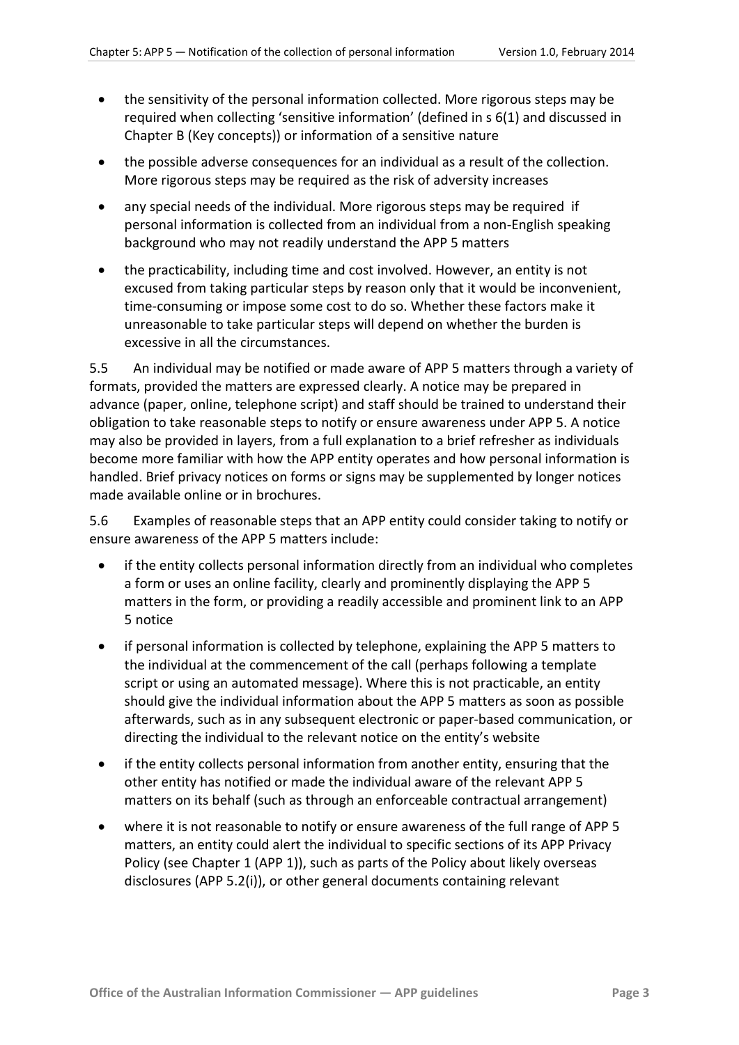- the sensitivity of the personal information collected. More rigorous steps may be required when collecting 'sensitive information' (defined in s 6(1) and discussed in Chapter B (Key concepts)) or information of a sensitive nature
- the possible adverse consequences for an individual as a result of the collection. More rigorous steps may be required as the risk of adversity increases
- any special needs of the individual. More rigorous steps may be required if personal information is collected from an individual from a non-English speaking background who may not readily understand the APP 5 matters
- the practicability, including time and cost involved. However, an entity is not excused from taking particular steps by reason only that it would be inconvenient, time-consuming or impose some cost to do so. Whether these factors make it unreasonable to take particular steps will depend on whether the burden is excessive in all the circumstances.

5.5 An individual may be notified or made aware of APP 5 matters through a variety of formats, provided the matters are expressed clearly. A notice may be prepared in advance (paper, online, telephone script) and staff should be trained to understand their obligation to take reasonable steps to notify or ensure awareness under APP 5. A notice may also be provided in layers, from a full explanation to a brief refresher as individuals become more familiar with how the APP entity operates and how personal information is handled. Brief privacy notices on forms or signs may be supplemented by longer notices made available online or in brochures.

5.6 Examples of reasonable steps that an APP entity could consider taking to notify or ensure awareness of the APP 5 matters include:

- if the entity collects personal information directly from an individual who completes a form or uses an online facility, clearly and prominently displaying the APP 5 matters in the form, or providing a readily accessible and prominent link to an APP 5 notice
- if personal information is collected by telephone, explaining the APP 5 matters to the individual at the commencement of the call (perhaps following a template script or using an automated message). Where this is not practicable, an entity should give the individual information about the APP 5 matters as soon as possible afterwards, such as in any subsequent electronic or paper-based communication, or directing the individual to the relevant notice on the entity's website
- if the entity collects personal information from another entity, ensuring that the other entity has notified or made the individual aware of the relevant APP 5 matters on its behalf (such as through an enforceable contractual arrangement)
- where it is not reasonable to notify or ensure awareness of the full range of APP 5 matters, an entity could alert the individual to specific sections of its APP Privacy Policy (see Chapter 1 (APP 1)), such as parts of the Policy about likely overseas disclosures (APP 5.2(i)), or other general documents containing relevant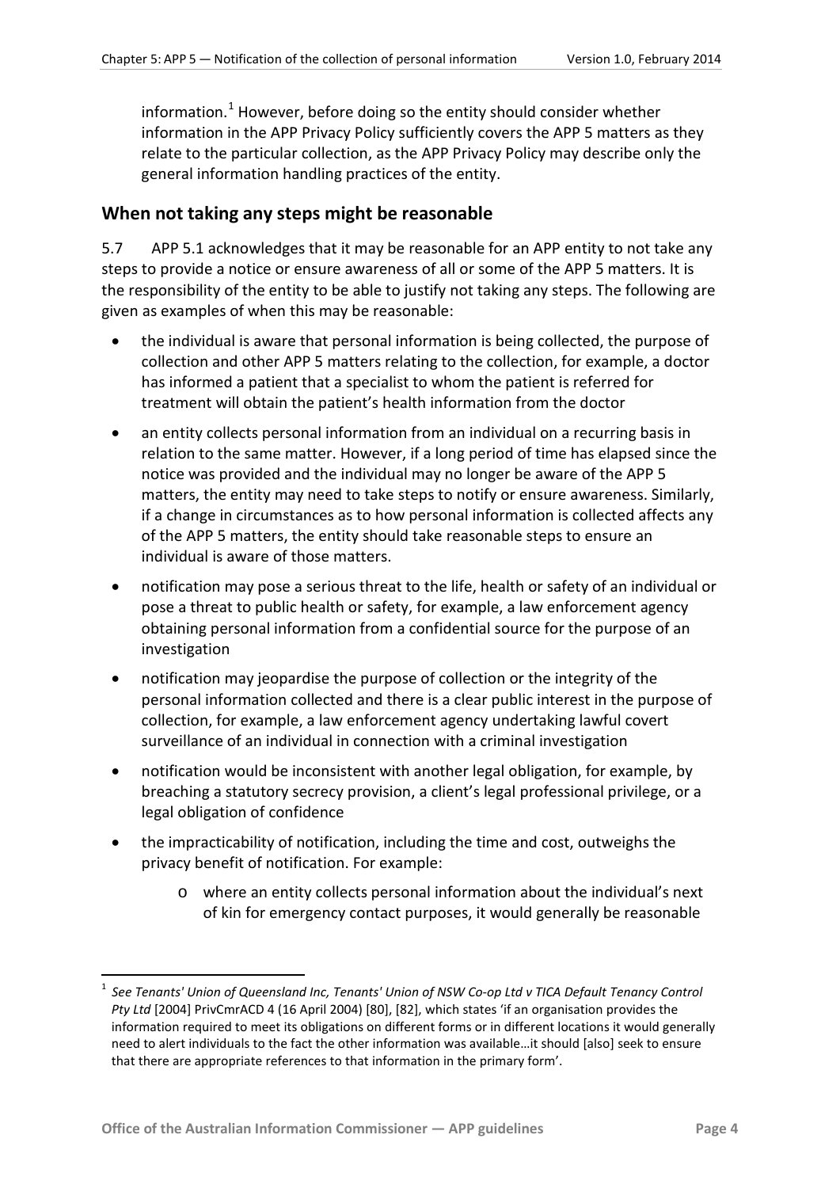information.[1] However, before doing so the entity should consider whether information in the APP Privacy Policy sufficiently covers the APP 5 matters as they relate to the particular collection, as the APP Privacy Policy may describe only the general information handling practices of the entity.

## When not taking any steps might be reasonable

5.7 APP 5.1 acknowledges that it may be reasonable for an APP entity to not take any steps to provide a notice or ensure awareness of all or some of the APP 5 matters. It is the responsibility of the entity to be able to justify not taking any steps. The following are given as examples of when this may be reasonable:

- the individual is aware that personal information is being collected, the purpose of collection and other APP 5 matters relating to the collection, for example, a doctor has informed a patient that a specialist to whom the patient is referred for treatment will obtain the patient's health information from the doctor
- an entity collects personal information from an individual on a recurring basis in relation to the same matter. However, if a long period of time has elapsed since the notice was provided and the individual may no longer be aware of the APP 5 matters, the entity may need to take steps to notify or ensure awareness. Similarly, if a change in circumstances as to how personal information is collected affects any of the APP 5 matters, the entity should take reasonable steps to ensure an individual is aware of those matters.
- notification may pose a serious threat to the life, health or safety of an individual or pose a threat to public health or safety, for example, a law enforcement agency obtaining personal information from a confidential source for the purpose of an investigation
- notification may jeopardise the purpose of collection or the integrity of the personal information collected and there is a clear public interest in the purpose of collection, for example, a law enforcement agency undertaking lawful covert surveillance of an individual in connection with a criminal investigation
- notification would be inconsistent with another legal obligation, for example, by breaching a statutory secrecy provision, a client's legal professional privilege, or a legal obligation of confidence
- the impracticability of notification, including the time and cost, outweighs the privacy benefit of notification. For example:
  - where an entity collects personal information about the individual's next of kin for emergency contact purposes, it would generally be reasonable

---

[1] *See Tenants' Union of Queensland Inc, Tenants' Union of NSW Co-op Ltd v TICA Default Tenancy Control Pty Ltd* [2004] PrivCmrACD 4 (16 April 2004) [80], [82], which states 'if an organisation provides the information required to meet its obligations on different forms or in different locations it would generally need to alert individuals to the fact the other information was available…it should [also] seek to ensure that there are appropriate references to that information in the primary form'.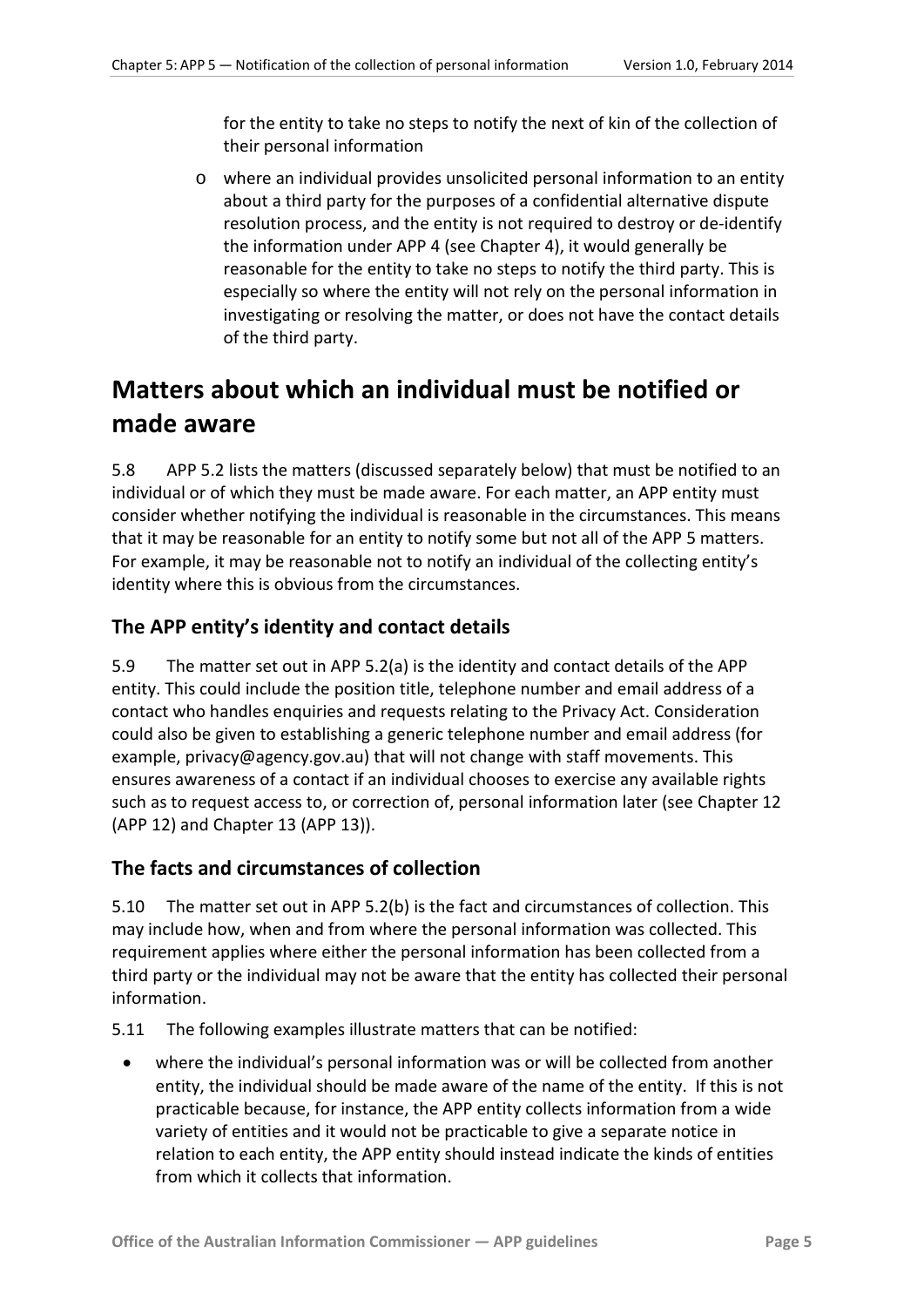for the entity to take no steps to notify the next of kin of the collection of their personal information

- where an individual provides unsolicited personal information to an entity about a third party for the purposes of a confidential alternative dispute resolution process, and the entity is not required to destroy or de-identify the information under APP 4 (see Chapter 4), it would generally be reasonable for the entity to take no steps to notify the third party. This is especially so where the entity will not rely on the personal information in investigating or resolving the matter, or does not have the contact details of the third party.

# Matters about which an individual must be notified or made aware

5.8 APP 5.2 lists the matters (discussed separately below) that must be notified to an individual or of which they must be made aware. For each matter, an APP entity must consider whether notifying the individual is reasonable in the circumstances. This means that it may be reasonable for an entity to notify some but not all of the APP 5 matters. For example, it may be reasonable not to notify an individual of the collecting entity's identity where this is obvious from the circumstances.

## The APP entity's identity and contact details

5.9 The matter set out in APP 5.2(a) is the identity and contact details of the APP entity. This could include the position title, telephone number and email address of a contact who handles enquiries and requests relating to the Privacy Act. Consideration could also be given to establishing a generic telephone number and email address (for example, privacy@agency.gov.au) that will not change with staff movements. This ensures awareness of a contact if an individual chooses to exercise any available rights such as to request access to, or correction of, personal information later (see Chapter 12 (APP 12) and Chapter 13 (APP 13)).

## The facts and circumstances of collection

5.10 The matter set out in APP 5.2(b) is the fact and circumstances of collection. This may include how, when and from where the personal information was collected. This requirement applies where either the personal information has been collected from a third party or the individual may not be aware that the entity has collected their personal information.

5.11 The following examples illustrate matters that can be notified:

- where the individual's personal information was or will be collected from another entity, the individual should be made aware of the name of the entity. If this is not practicable because, for instance, the APP entity collects information from a wide variety of entities and it would not be practicable to give a separate notice in relation to each entity, the APP entity should instead indicate the kinds of entities from which it collects that information.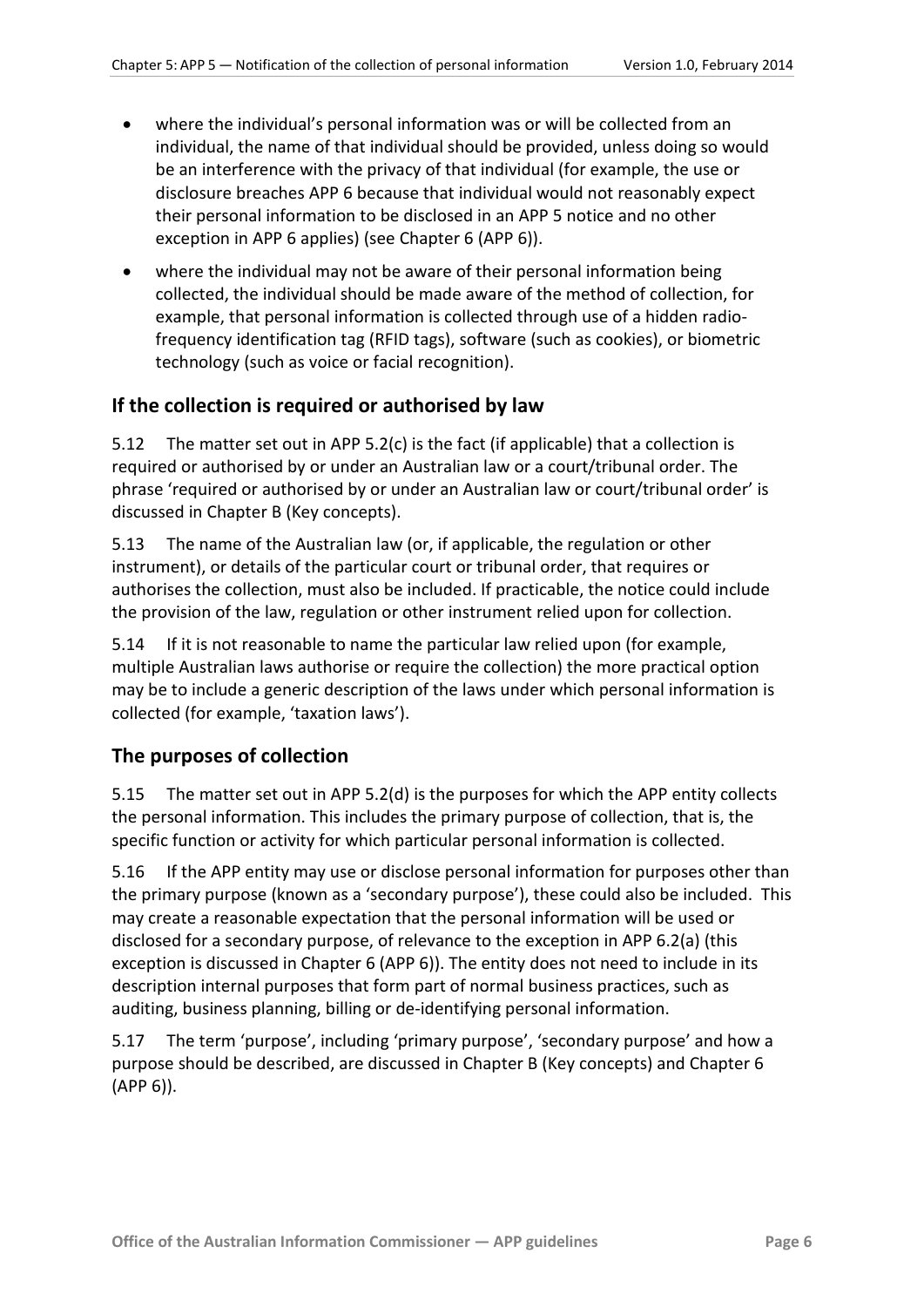- where the individual's personal information was or will be collected from an individual, the name of that individual should be provided, unless doing so would be an interference with the privacy of that individual (for example, the use or disclosure breaches APP 6 because that individual would not reasonably expect their personal information to be disclosed in an APP 5 notice and no other exception in APP 6 applies) (see Chapter 6 (APP 6)).
- where the individual may not be aware of their personal information being collected, the individual should be made aware of the method of collection, for example, that personal information is collected through use of a hidden radio-frequency identification tag (RFID tags), software (such as cookies), or biometric technology (such as voice or facial recognition).

## If the collection is required or authorised by law

5.12 The matter set out in APP 5.2(c) is the fact (if applicable) that a collection is required or authorised by or under an Australian law or a court/tribunal order. The phrase 'required or authorised by or under an Australian law or court/tribunal order' is discussed in Chapter B (Key concepts).

5.13 The name of the Australian law (or, if applicable, the regulation or other instrument), or details of the particular court or tribunal order, that requires or authorises the collection, must also be included. If practicable, the notice could include the provision of the law, regulation or other instrument relied upon for collection.

5.14 If it is not reasonable to name the particular law relied upon (for example, multiple Australian laws authorise or require the collection) the more practical option may be to include a generic description of the laws under which personal information is collected (for example, 'taxation laws').

## The purposes of collection

5.15 The matter set out in APP 5.2(d) is the purposes for which the APP entity collects the personal information. This includes the primary purpose of collection, that is, the specific function or activity for which particular personal information is collected.

5.16 If the APP entity may use or disclose personal information for purposes other than the primary purpose (known as a 'secondary purpose'), these could also be included. This may create a reasonable expectation that the personal information will be used or disclosed for a secondary purpose, of relevance to the exception in APP 6.2(a) (this exception is discussed in Chapter 6 (APP 6)). The entity does not need to include in its description internal purposes that form part of normal business practices, such as auditing, business planning, billing or de-identifying personal information.

5.17 The term 'purpose', including 'primary purpose', 'secondary purpose' and how a purpose should be described, are discussed in Chapter B (Key concepts) and Chapter 6 (APP 6)).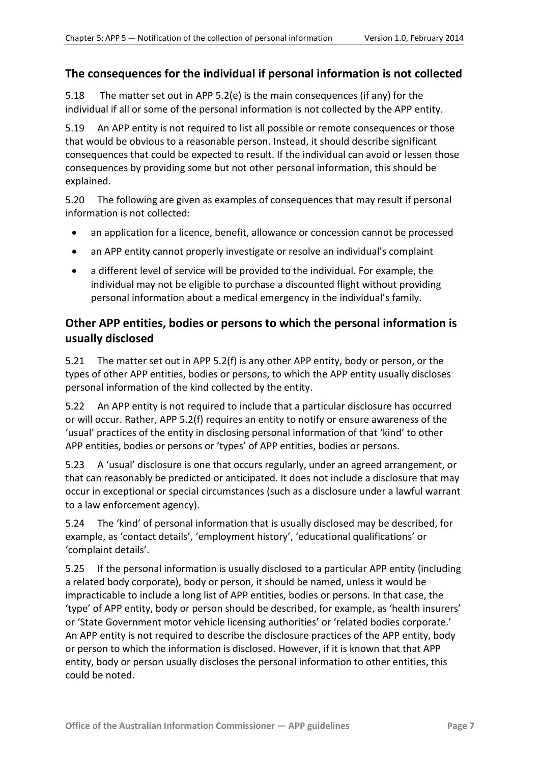## The consequences for the individual if personal information is not collected

5.18 The matter set out in APP 5.2(e) is the main consequences (if any) for the individual if all or some of the personal information is not collected by the APP entity.

5.19 An APP entity is not required to list all possible or remote consequences or those that would be obvious to a reasonable person. Instead, it should describe significant consequences that could be expected to result. If the individual can avoid or lessen those consequences by providing some but not other personal information, this should be explained.

5.20 The following are given as examples of consequences that may result if personal information is not collected:

- an application for a licence, benefit, allowance or concession cannot be processed
- an APP entity cannot properly investigate or resolve an individual's complaint
- a different level of service will be provided to the individual. For example, the individual may not be eligible to purchase a discounted flight without providing personal information about a medical emergency in the individual's family.

## Other APP entities, bodies or persons to which the personal information is usually disclosed

5.21 The matter set out in APP 5.2(f) is any other APP entity, body or person, or the types of other APP entities, bodies or persons, to which the APP entity usually discloses personal information of the kind collected by the entity.

5.22 An APP entity is not required to include that a particular disclosure has occurred or will occur. Rather, APP 5.2(f) requires an entity to notify or ensure awareness of the 'usual' practices of the entity in disclosing personal information of that 'kind' to other APP entities, bodies or persons or 'types' of APP entities, bodies or persons.

5.23 A 'usual' disclosure is one that occurs regularly, under an agreed arrangement, or that can reasonably be predicted or anticipated. It does not include a disclosure that may occur in exceptional or special circumstances (such as a disclosure under a lawful warrant to a law enforcement agency).

5.24 The 'kind' of personal information that is usually disclosed may be described, for example, as 'contact details', 'employment history', 'educational qualifications' or 'complaint details'.

5.25 If the personal information is usually disclosed to a particular APP entity (including a related body corporate), body or person, it should be named, unless it would be impracticable to include a long list of APP entities, bodies or persons. In that case, the 'type' of APP entity, body or person should be described, for example, as 'health insurers' or 'State Government motor vehicle licensing authorities' or 'related bodies corporate.' An APP entity is not required to describe the disclosure practices of the APP entity, body or person to which the information is disclosed. However, if it is known that that APP entity, body or person usually discloses the personal information to other entities, this could be noted.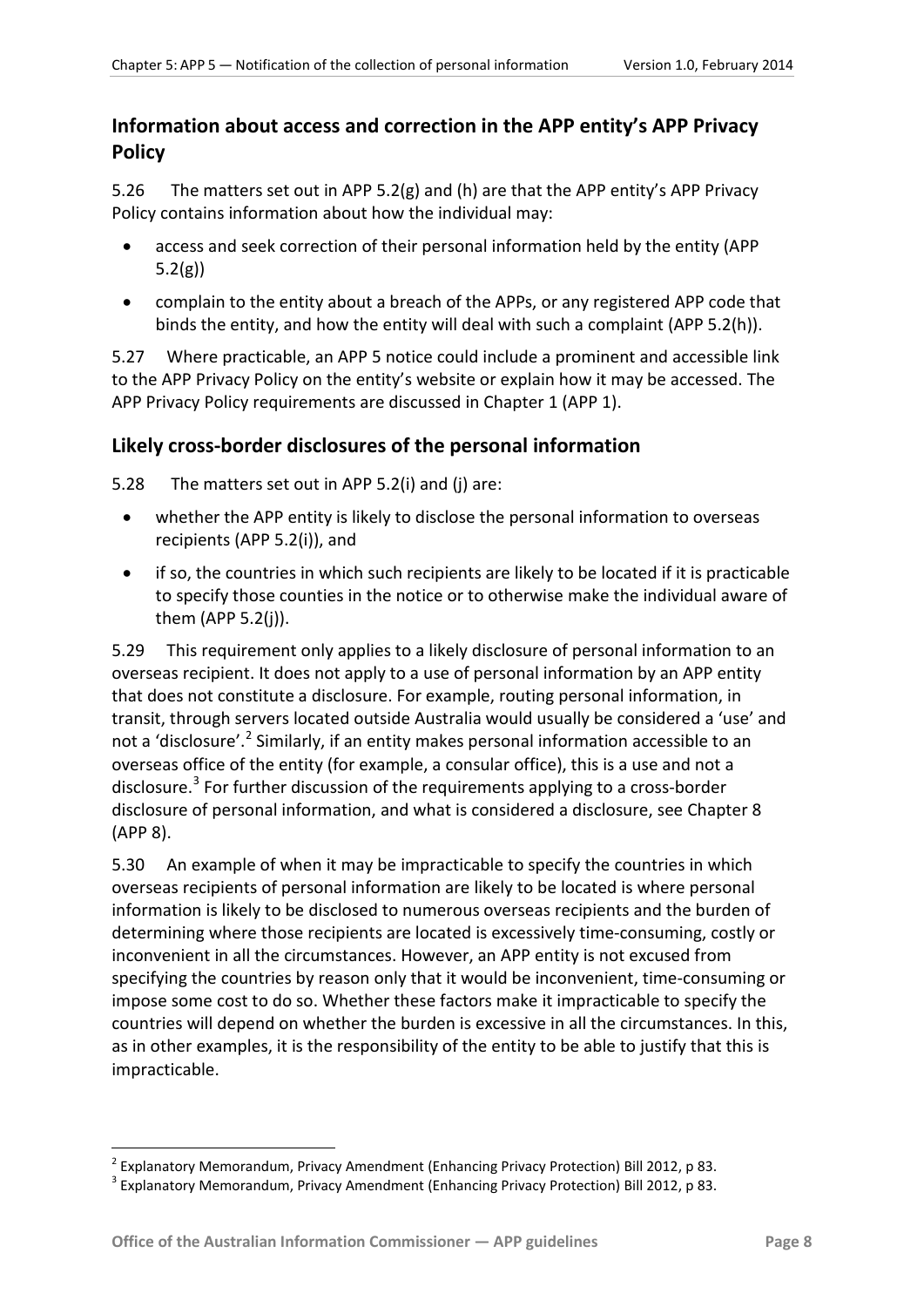## Information about access and correction in the APP entity's APP Privacy Policy

5.26 The matters set out in APP 5.2(g) and (h) are that the APP entity's APP Privacy Policy contains information about how the individual may:

- access and seek correction of their personal information held by the entity (APP 5.2(g))
- complain to the entity about a breach of the APPs, or any registered APP code that binds the entity, and how the entity will deal with such a complaint (APP 5.2(h)).

5.27 Where practicable, an APP 5 notice could include a prominent and accessible link to the APP Privacy Policy on the entity's website or explain how it may be accessed. The APP Privacy Policy requirements are discussed in Chapter 1 (APP 1).

## Likely cross-border disclosures of the personal information

5.28 The matters set out in APP 5.2(i) and (j) are:

- whether the APP entity is likely to disclose the personal information to overseas recipients (APP 5.2(i)), and
- if so, the countries in which such recipients are likely to be located if it is practicable to specify those counties in the notice or to otherwise make the individual aware of them (APP 5.2(j)).

5.29 This requirement only applies to a likely disclosure of personal information to an overseas recipient. It does not apply to a use of personal information by an APP entity that does not constitute a disclosure. For example, routing personal information, in transit, through servers located outside Australia would usually be considered a 'use' and not a 'disclosure'.[2] Similarly, if an entity makes personal information accessible to an overseas office of the entity (for example, a consular office), this is a use and not a disclosure.[3] For further discussion of the requirements applying to a cross-border disclosure of personal information, and what is considered a disclosure, see Chapter 8 (APP 8).

5.30 An example of when it may be impracticable to specify the countries in which overseas recipients of personal information are likely to be located is where personal information is likely to be disclosed to numerous overseas recipients and the burden of determining where those recipients are located is excessively time-consuming, costly or inconvenient in all the circumstances. However, an APP entity is not excused from specifying the countries by reason only that it would be inconvenient, time-consuming or impose some cost to do so. Whether these factors make it impracticable to specify the countries will depend on whether the burden is excessive in all the circumstances. In this, as in other examples, it is the responsibility of the entity to be able to justify that this is impracticable.

---

[2] Explanatory Memorandum, Privacy Amendment (Enhancing Privacy Protection) Bill 2012, p 83.

[3] Explanatory Memorandum, Privacy Amendment (Enhancing Privacy Protection) Bill 2012, p 83.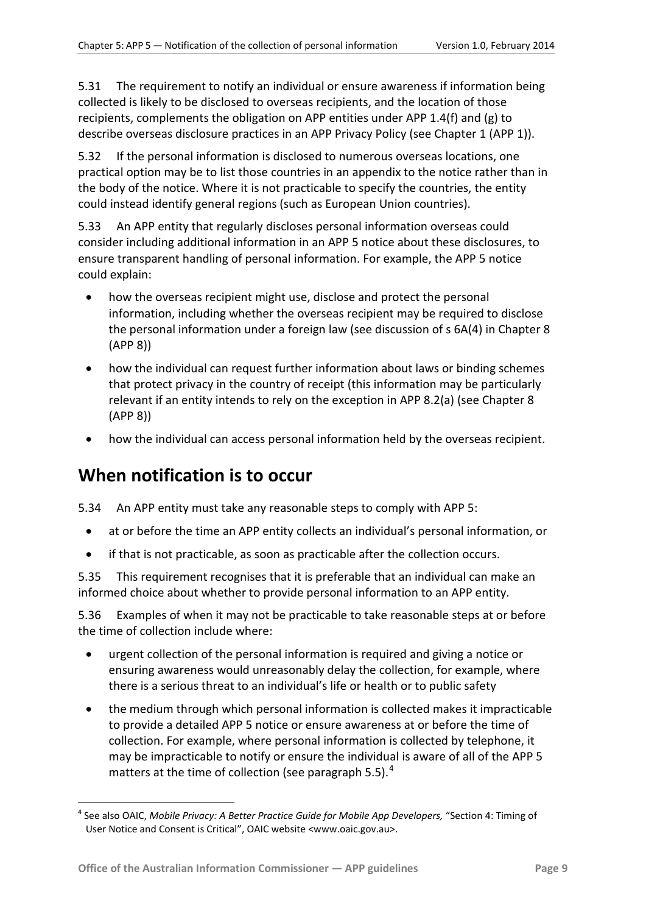5.31 The requirement to notify an individual or ensure awareness if information being collected is likely to be disclosed to overseas recipients, and the location of those recipients, complements the obligation on APP entities under APP 1.4(f) and (g) to describe overseas disclosure practices in an APP Privacy Policy (see Chapter 1 (APP 1)).

5.32 If the personal information is disclosed to numerous overseas locations, one practical option may be to list those countries in an appendix to the notice rather than in the body of the notice. Where it is not practicable to specify the countries, the entity could instead identify general regions (such as European Union countries).

5.33 An APP entity that regularly discloses personal information overseas could consider including additional information in an APP 5 notice about these disclosures, to ensure transparent handling of personal information. For example, the APP 5 notice could explain:

- how the overseas recipient might use, disclose and protect the personal information, including whether the overseas recipient may be required to disclose the personal information under a foreign law (see discussion of s 6A(4) in Chapter 8 (APP 8))
- how the individual can request further information about laws or binding schemes that protect privacy in the country of receipt (this information may be particularly relevant if an entity intends to rely on the exception in APP 8.2(a) (see Chapter 8 (APP 8))
- how the individual can access personal information held by the overseas recipient.

## When notification is to occur

5.34 An APP entity must take any reasonable steps to comply with APP 5:

- at or before the time an APP entity collects an individual's personal information, or
- if that is not practicable, as soon as practicable after the collection occurs.

5.35 This requirement recognises that it is preferable that an individual can make an informed choice about whether to provide personal information to an APP entity.

5.36 Examples of when it may not be practicable to take reasonable steps at or before the time of collection include where:

- urgent collection of the personal information is required and giving a notice or ensuring awareness would unreasonably delay the collection, for example, where there is a serious threat to an individual's life or health or to public safety
- the medium through which personal information is collected makes it impracticable to provide a detailed APP 5 notice or ensure awareness at or before the time of collection. For example, where personal information is collected by telephone, it may be impracticable to notify or ensure the individual is aware of all of the APP 5 matters at the time of collection (see paragraph 5.5).[4]

---

[4] See also OAIC, *Mobile Privacy: A Better Practice Guide for Mobile App Developers,* "Section 4: Timing of User Notice and Consent is Critical", OAIC website <www.oaic.gov.au>.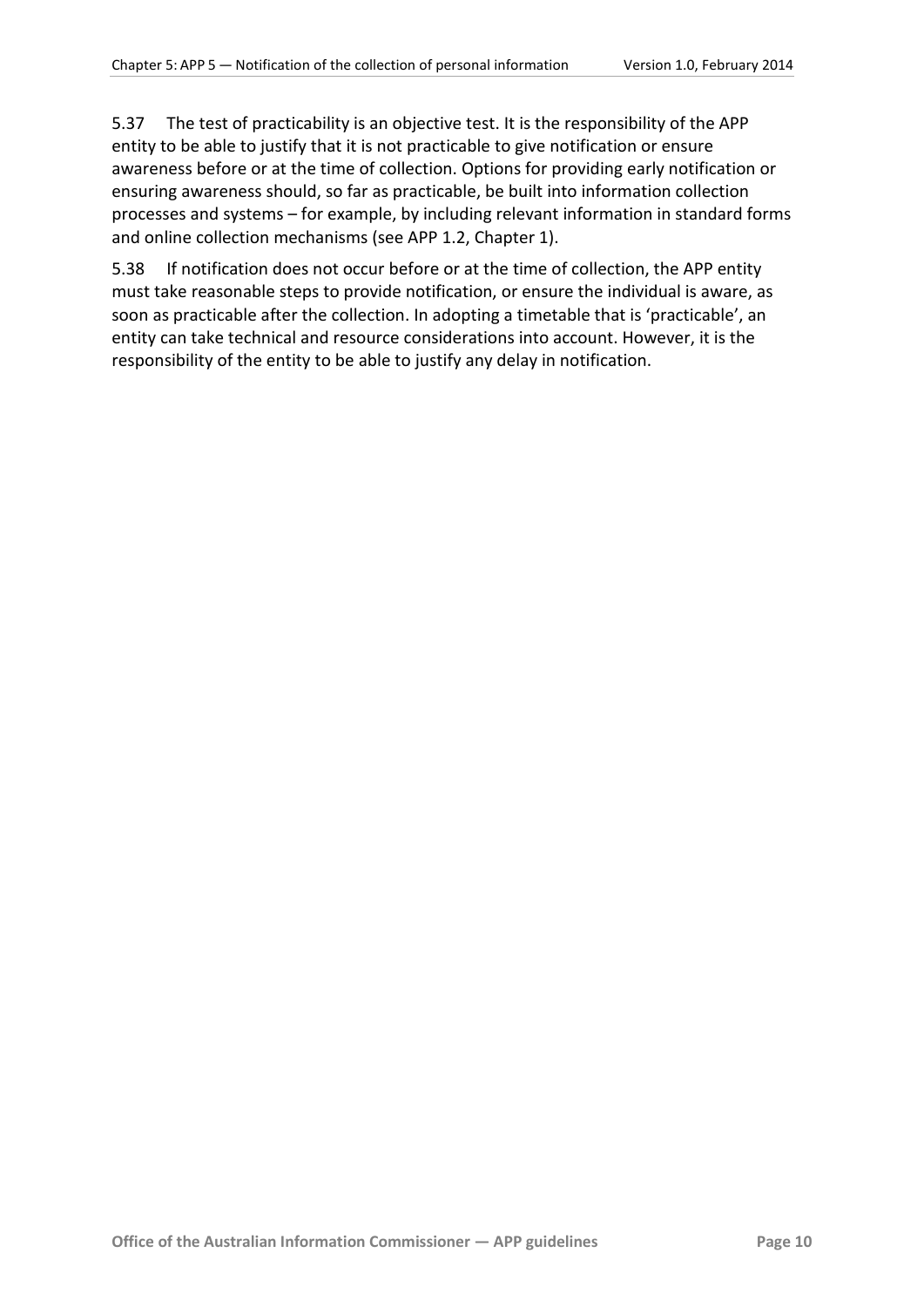5.37 The test of practicability is an objective test. It is the responsibility of the APP entity to be able to justify that it is not practicable to give notification or ensure awareness before or at the time of collection. Options for providing early notification or ensuring awareness should, so far as practicable, be built into information collection processes and systems – for example, by including relevant information in standard forms and online collection mechanisms (see APP 1.2, Chapter 1).

5.38 If notification does not occur before or at the time of collection, the APP entity must take reasonable steps to provide notification, or ensure the individual is aware, as soon as practicable after the collection. In adopting a timetable that is 'practicable', an entity can take technical and resource considerations into account. However, it is the responsibility of the entity to be able to justify any delay in notification.